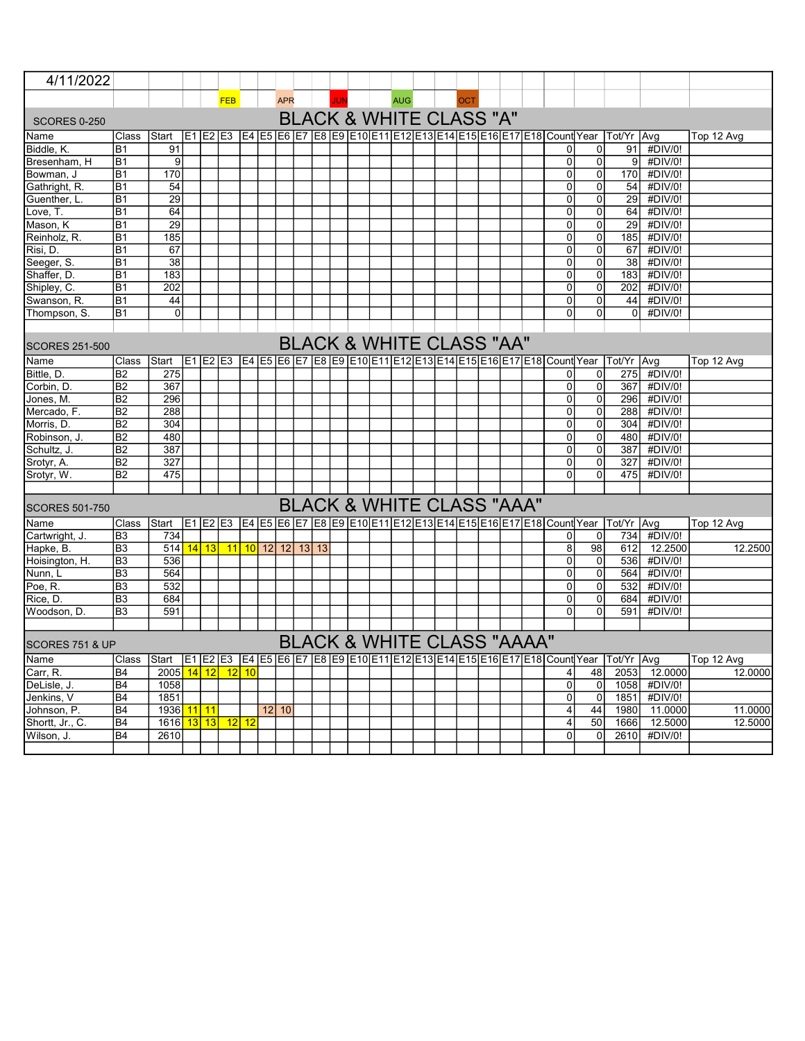4/11/2022

| | | | | | FEB | | | APR | | | JUN | | | AUG | | | OCT | | | | | | | | |
|---|---|---|---|---|---|---|---|---|---|---|---|---|---|---|---|---|---|---|---|---|---|---|---|---|---|

## SCORES 0-250 — BLACK & WHITE CLASS "A"

| Name | Class | Start | E1 | E2 | E3 | E4 | E5 | E6 | E7 | E8 | E9 | E10 | E11 | E12 | E13 | E14 | E15 | E16 | E17 | E18 | Count | Year | Tot/Yr | Avg | Top 12 Avg |
|---|---|---|---|---|---|---|---|---|---|---|---|---|---|---|---|---|---|---|---|---|---|---|---|---|---|
| Biddle, K. | B1 | 91 | | | | | | | | | | | | | | | | | | | 0 | 0 | 91 | #DIV/0! | |
| Bresenham, H | B1 | 9 | | | | | | | | | | | | | | | | | | | 0 | 0 | 9 | #DIV/0! | |
| Bowman, J | B1 | 170 | | | | | | | | | | | | | | | | | | | 0 | 0 | 170 | #DIV/0! | |
| Gathright, R. | B1 | 54 | | | | | | | | | | | | | | | | | | | 0 | 0 | 54 | #DIV/0! | |
| Guenther, L. | B1 | 29 | | | | | | | | | | | | | | | | | | | 0 | 0 | 29 | #DIV/0! | |
| Love, T. | B1 | 64 | | | | | | | | | | | | | | | | | | | 0 | 0 | 64 | #DIV/0! | |
| Mason, K | B1 | 29 | | | | | | | | | | | | | | | | | | | 0 | 0 | 29 | #DIV/0! | |
| Reinholz, R. | B1 | 185 | | | | | | | | | | | | | | | | | | | 0 | 0 | 185 | #DIV/0! | |
| Risi, D. | B1 | 67 | | | | | | | | | | | | | | | | | | | 0 | 0 | 67 | #DIV/0! | |
| Seeger, S. | B1 | 38 | | | | | | | | | | | | | | | | | | | 0 | 0 | 38 | #DIV/0! | |
| Shaffer, D. | B1 | 183 | | | | | | | | | | | | | | | | | | | 0 | 0 | 183 | #DIV/0! | |
| Shipley, C. | B1 | 202 | | | | | | | | | | | | | | | | | | | 0 | 0 | 202 | #DIV/0! | |
| Swanson, R. | B1 | 44 | | | | | | | | | | | | | | | | | | | 0 | 0 | 44 | #DIV/0! | |
| Thompson, S. | B1 | 0 | | | | | | | | | | | | | | | | | | | 0 | 0 | 0 | #DIV/0! | |

## SCORES 251-500 — BLACK & WHITE CLASS "AA"

| Name | Class | Start | E1 | E2 | E3 | E4 | E5 | E6 | E7 | E8 | E9 | E10 | E11 | E12 | E13 | E14 | E15 | E16 | E17 | E18 | Count | Year | Tot/Yr | Avg | Top 12 Avg |
|---|---|---|---|---|---|---|---|---|---|---|---|---|---|---|---|---|---|---|---|---|---|---|---|---|---|
| Bittle, D. | B2 | 275 | | | | | | | | | | | | | | | | | | | 0 | 0 | 275 | #DIV/0! | |
| Corbin, D. | B2 | 367 | | | | | | | | | | | | | | | | | | | 0 | 0 | 367 | #DIV/0! | |
| Jones, M. | B2 | 296 | | | | | | | | | | | | | | | | | | | 0 | 0 | 296 | #DIV/0! | |
| Mercado, F. | B2 | 288 | | | | | | | | | | | | | | | | | | | 0 | 0 | 288 | #DIV/0! | |
| Morris, D. | B2 | 304 | | | | | | | | | | | | | | | | | | | 0 | 0 | 304 | #DIV/0! | |
| Robinson, J. | B2 | 480 | | | | | | | | | | | | | | | | | | | 0 | 0 | 480 | #DIV/0! | |
| Schultz, J. | B2 | 387 | | | | | | | | | | | | | | | | | | | 0 | 0 | 387 | #DIV/0! | |
| Srotyr, A. | B2 | 327 | | | | | | | | | | | | | | | | | | | 0 | 0 | 327 | #DIV/0! | |
| Srotyr, W. | B2 | 475 | | | | | | | | | | | | | | | | | | | 0 | 0 | 475 | #DIV/0! | |

## SCORES 501-750 — BLACK & WHITE CLASS "AAA"

| Name | Class | Start | E1 | E2 | E3 | E4 | E5 | E6 | E7 | E8 | E9 | E10 | E11 | E12 | E13 | E14 | E15 | E16 | E17 | E18 | Count | Year | Tot/Yr | Avg | Top 12 Avg |
|---|---|---|---|---|---|---|---|---|---|---|---|---|---|---|---|---|---|---|---|---|---|---|---|---|---|
| Cartwright, J. | B3 | 734 | | | | | | | | | | | | | | | | | | | 0 | 0 | 734 | #DIV/0! | |
| Hapke, B. | B3 | 514 | 14 | 13 | 11 | 10 | 12 | 12 | 13 | 13 | | | | | | | | | | | 8 | 98 | 612 | 12.2500 | 12.2500 |
| Hoisington, H. | B3 | 536 | | | | | | | | | | | | | | | | | | | 0 | 0 | 536 | #DIV/0! | |
| Nunn, L | B3 | 564 | | | | | | | | | | | | | | | | | | | 0 | 0 | 564 | #DIV/0! | |
| Poe, R. | B3 | 532 | | | | | | | | | | | | | | | | | | | 0 | 0 | 532 | #DIV/0! | |
| Rice, D. | B3 | 684 | | | | | | | | | | | | | | | | | | | 0 | 0 | 684 | #DIV/0! | |
| Woodson, D. | B3 | 591 | | | | | | | | | | | | | | | | | | | 0 | 0 | 591 | #DIV/0! | |

## SCORES 751 & UP — BLACK & WHITE CLASS "AAAA"

| Name | Class | Start | E1 | E2 | E3 | E4 | E5 | E6 | E7 | E8 | E9 | E10 | E11 | E12 | E13 | E14 | E15 | E16 | E17 | E18 | Count | Year | Tot/Yr | Avg | Top 12 Avg |
|---|---|---|---|---|---|---|---|---|---|---|---|---|---|---|---|---|---|---|---|---|---|---|---|---|---|
| Carr, R. | B4 | 2005 | 14 | 12 | 12 | 10 | | | | | | | | | | | | | | | 4 | 48 | 2053 | 12.0000 | 12.0000 |
| DeLisle, J. | B4 | 1058 | | | | | | | | | | | | | | | | | | | 0 | 0 | 1058 | #DIV/0! | |
| Jenkins, V | B4 | 1851 | | | | | | | | | | | | | | | | | | | 0 | 0 | 1851 | #DIV/0! | |
| Johnson, P. | B4 | 1936 | 11 | 11 | | | 12 | 10 | | | | | | | | | | | | | 4 | 44 | 1980 | 11.0000 | 11.0000 |
| Shortt, Jr., C. | B4 | 1616 | 13 | 13 | 12 | 12 | | | | | | | | | | | | | | | 4 | 50 | 1666 | 12.5000 | 12.5000 |
| Wilson, J. | B4 | 2610 | | | | | | | | | | | | | | | | | | | 0 | 0 | 2610 | #DIV/0! | |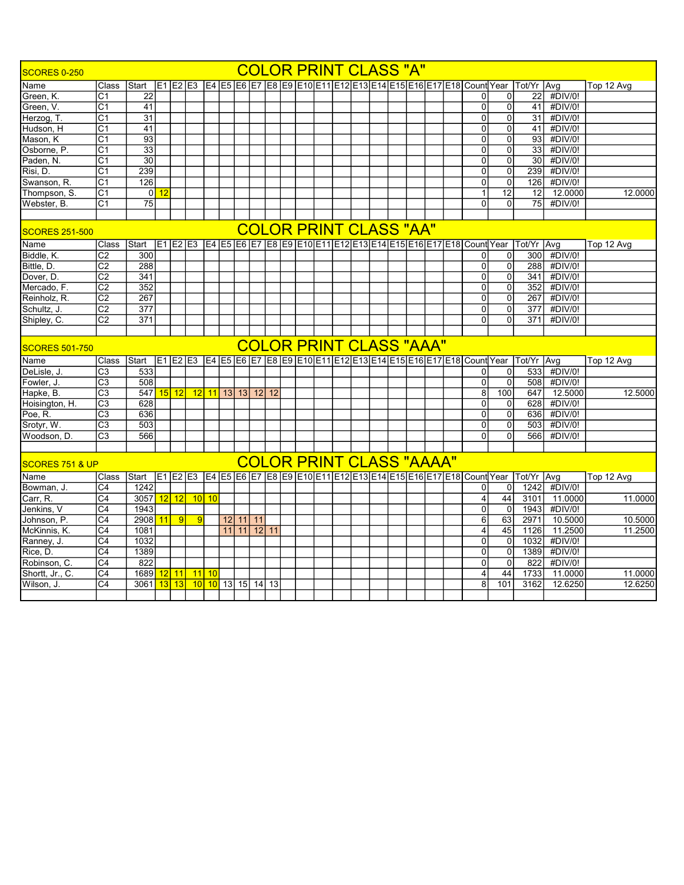## SCORES 0-250 — COLOR PRINT CLASS "A"

| Name | Class | Start | E1 | E2 | E3 | E4 | E5 | E6 | E7 | E8 | E9 | E10 | E11 | E12 | E13 | E14 | E15 | E16 | E17 | E18 | Count | Year | Tot/Yr | Avg | Top 12 Avg |
|---|---|---|---|---|---|---|---|---|---|---|---|---|---|---|---|---|---|---|---|---|---|---|---|---|---|
| Green, K. | C1 | 22 | | | | | | | | | | | | | | | | | | | 0 | 0 | 22 | #DIV/0! | |
| Green, V. | C1 | 41 | | | | | | | | | | | | | | | | | | | 0 | 0 | 41 | #DIV/0! | |
| Herzog, T. | C1 | 31 | | | | | | | | | | | | | | | | | | | 0 | 0 | 31 | #DIV/0! | |
| Hudson, H | C1 | 41 | | | | | | | | | | | | | | | | | | | 0 | 0 | 41 | #DIV/0! | |
| Mason, K | C1 | 93 | | | | | | | | | | | | | | | | | | | 0 | 0 | 93 | #DIV/0! | |
| Osborne, P. | C1 | 33 | | | | | | | | | | | | | | | | | | | 0 | 0 | 33 | #DIV/0! | |
| Paden, N. | C1 | 30 | | | | | | | | | | | | | | | | | | | 0 | 0 | 30 | #DIV/0! | |
| Risi, D. | C1 | 239 | | | | | | | | | | | | | | | | | | | 0 | 0 | 239 | #DIV/0! | |
| Swanson, R. | C1 | 126 | | | | | | | | | | | | | | | | | | | 0 | 0 | 126 | #DIV/0! | |
| Thompson, S. | C1 | 0 | 12 | | | | | | | | | | | | | | | | | | 1 | 12 | 12 | 12.0000 | 12.0000 |
| Webster, B. | C1 | 75 | | | | | | | | | | | | | | | | | | | 0 | 0 | 75 | #DIV/0! | |

## SCORES 251-500 — COLOR PRINT CLASS "AA"

| Name | Class | Start | E1 | E2 | E3 | E4 | E5 | E6 | E7 | E8 | E9 | E10 | E11 | E12 | E13 | E14 | E15 | E16 | E17 | E18 | Count | Year | Tot/Yr | Avg | Top 12 Avg |
|---|---|---|---|---|---|---|---|---|---|---|---|---|---|---|---|---|---|---|---|---|---|---|---|---|---|
| Biddle, K. | C2 | 300 | | | | | | | | | | | | | | | | | | | 0 | 0 | 300 | #DIV/0! | |
| Bittle, D. | C2 | 288 | | | | | | | | | | | | | | | | | | | 0 | 0 | 288 | #DIV/0! | |
| Dover, D. | C2 | 341 | | | | | | | | | | | | | | | | | | | 0 | 0 | 341 | #DIV/0! | |
| Mercado, F. | C2 | 352 | | | | | | | | | | | | | | | | | | | 0 | 0 | 352 | #DIV/0! | |
| Reinholz, R. | C2 | 267 | | | | | | | | | | | | | | | | | | | 0 | 0 | 267 | #DIV/0! | |
| Schultz, J. | C2 | 377 | | | | | | | | | | | | | | | | | | | 0 | 0 | 377 | #DIV/0! | |
| Shipley, C. | C2 | 371 | | | | | | | | | | | | | | | | | | | 0 | 0 | 371 | #DIV/0! | |

## SCORES 501-750 — COLOR PRINT CLASS "AAA"

| Name | Class | Start | E1 | E2 | E3 | E4 | E5 | E6 | E7 | E8 | E9 | E10 | E11 | E12 | E13 | E14 | E15 | E16 | E17 | E18 | Count | Year | Tot/Yr | Avg | Top 12 Avg |
|---|---|---|---|---|---|---|---|---|---|---|---|---|---|---|---|---|---|---|---|---|---|---|---|---|---|
| DeLisle, J. | C3 | 533 | | | | | | | | | | | | | | | | | | | 0 | 0 | 533 | #DIV/0! | |
| Fowler, J. | C3 | 508 | | | | | | | | | | | | | | | | | | | 0 | 0 | 508 | #DIV/0! | |
| Hapke, B. | C3 | 547 | 15 | 12 | | 12 | 11 | 13 | 13 | 12 | 12 | | | | | | | | | | 8 | 100 | 647 | 12.5000 | 12.5000 |
| Hoisington, H. | C3 | 628 | | | | | | | | | | | | | | | | | | | 0 | 0 | 628 | #DIV/0! | |
| Poe, R. | C3 | 636 | | | | | | | | | | | | | | | | | | | 0 | 0 | 636 | #DIV/0! | |
| Srotyr, W. | C3 | 503 | | | | | | | | | | | | | | | | | | | 0 | 0 | 503 | #DIV/0! | |
| Woodson, D. | C3 | 566 | | | | | | | | | | | | | | | | | | | 0 | 0 | 566 | #DIV/0! | |

## SCORES 751 & UP — COLOR PRINT CLASS "AAAA"

| Name | Class | Start | E1 | E2 | E3 | E4 | E5 | E6 | E7 | E8 | E9 | E10 | E11 | E12 | E13 | E14 | E15 | E16 | E17 | E18 | Count | Year | Tot/Yr | Avg | Top 12 Avg |
|---|---|---|---|---|---|---|---|---|---|---|---|---|---|---|---|---|---|---|---|---|---|---|---|---|---|
| Bowman, J. | C4 | 1242 | | | | | | | | | | | | | | | | | | | 0 | 0 | 1242 | #DIV/0! | |
| Carr, R. | C4 | 3057 | 12 | 12 | | 10 | 10 | | | | | | | | | | | | | | 4 | 44 | 3101 | 11.0000 | 11.0000 |
| Jenkins, V | C4 | 1943 | | | | | | | | | | | | | | | | | | | 0 | 0 | 1943 | #DIV/0! | |
| Johnson, P. | C4 | 2908 | 11 | 9 | 9 | | 12 | 11 | 11 | | | | | | | | | | | | 6 | 63 | 2971 | 10.5000 | 10.5000 |
| McKinnis, K. | C4 | 1081 | | | | | 11 | 11 | 12 | 11 | | | | | | | | | | | 4 | 45 | 1126 | 11.2500 | 11.2500 |
| Ranney, J. | C4 | 1032 | | | | | | | | | | | | | | | | | | | 0 | 0 | 1032 | #DIV/0! | |
| Rice, D. | C4 | 1389 | | | | | | | | | | | | | | | | | | | 0 | 0 | 1389 | #DIV/0! | |
| Robinson, C. | C4 | 822 | | | | | | | | | | | | | | | | | | | 0 | 0 | 822 | #DIV/0! | |
| Shortt, Jr., C. | C4 | 1689 | 12 | 11 | | 11 | 10 | | | | | | | | | | | | | | 4 | 44 | 1733 | 11.0000 | 11.0000 |
| Wilson, J. | C4 | 3061 | 13 | 13 | | 10 | 10 | 13 | 15 | 14 | 13 | | | | | | | | | | 8 | 101 | 3162 | 12.6250 | 12.6250 |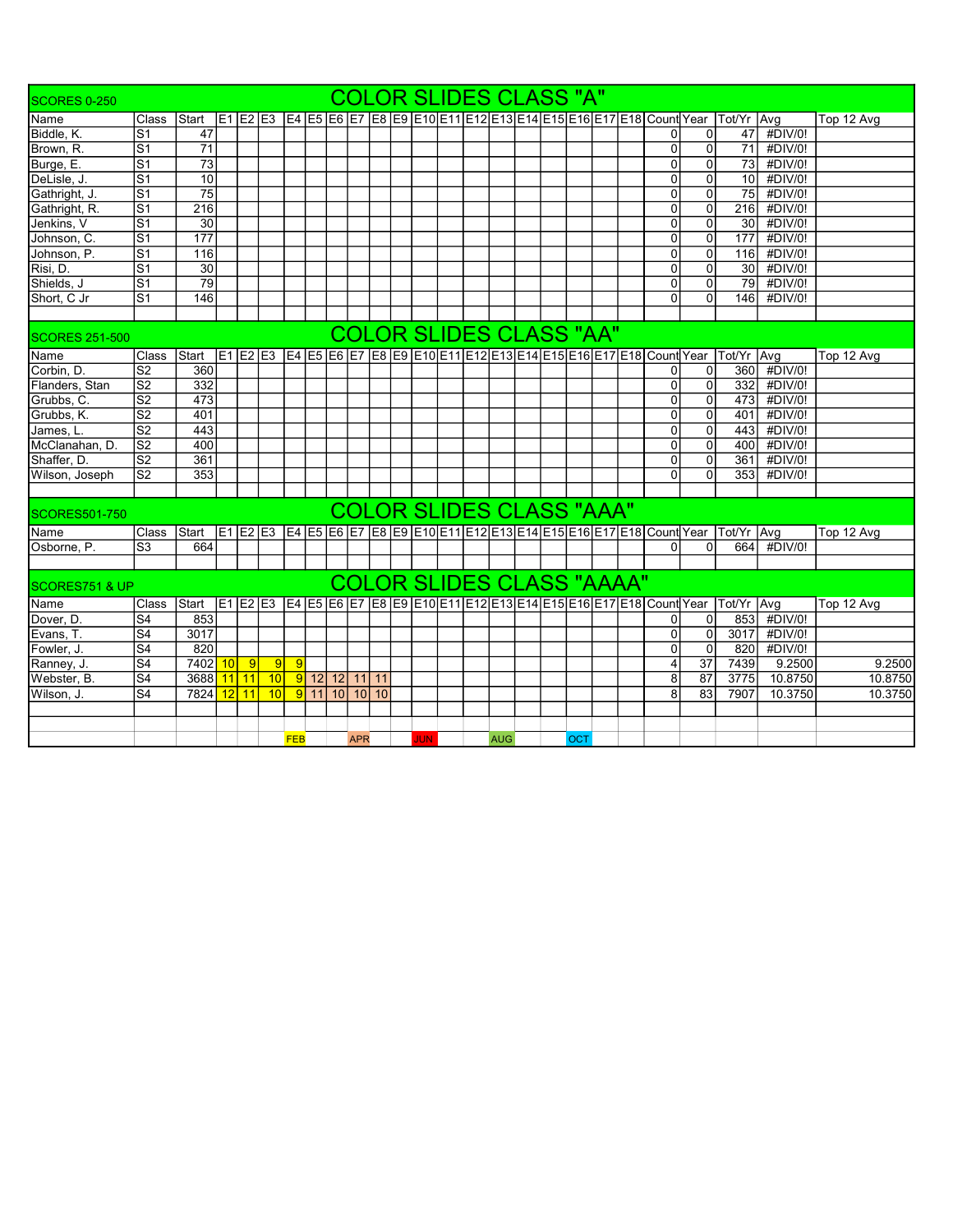| SCORES 0-250 | COLOR SLIDES CLASS "A" | | | | | | | | | | | | | | | | | | | | | | | | |
|---|---|---|---|---|---|---|---|---|---|---|---|---|---|---|---|---|---|---|---|---|---|---|---|---|---|
| Name | Class | Start | E1 | E2 | E3 | E4 | E5 | E6 | E7 | E8 | E9 | E10 | E11 | E12 | E13 | E14 | E15 | E16 | E17 | E18 | Count | Year | Tot/Yr | Avg | Top 12 Avg |
| Biddle, K. | S1 | 47 | | | | | | | | | | | | | | | | | | | 0 | 0 | 47 | #DIV/0! | |
| Brown, R. | S1 | 71 | | | | | | | | | | | | | | | | | | | 0 | 0 | 71 | #DIV/0! | |
| Burge, E. | S1 | 73 | | | | | | | | | | | | | | | | | | | 0 | 0 | 73 | #DIV/0! | |
| DeLisle, J. | S1 | 10 | | | | | | | | | | | | | | | | | | | 0 | 0 | 10 | #DIV/0! | |
| Gathright, J. | S1 | 75 | | | | | | | | | | | | | | | | | | | 0 | 0 | 75 | #DIV/0! | |
| Gathright, R. | S1 | 216 | | | | | | | | | | | | | | | | | | | 0 | 0 | 216 | #DIV/0! | |
| Jenkins, V | S1 | 30 | | | | | | | | | | | | | | | | | | | 0 | 0 | 30 | #DIV/0! | |
| Johnson, C. | S1 | 177 | | | | | | | | | | | | | | | | | | | 0 | 0 | 177 | #DIV/0! | |
| Johnson, P. | S1 | 116 | | | | | | | | | | | | | | | | | | | 0 | 0 | 116 | #DIV/0! | |
| Risi, D. | S1 | 30 | | | | | | | | | | | | | | | | | | | 0 | 0 | 30 | #DIV/0! | |
| Shields, J | S1 | 79 | | | | | | | | | | | | | | | | | | | 0 | 0 | 79 | #DIV/0! | |
| Short, C Jr | S1 | 146 | | | | | | | | | | | | | | | | | | | 0 | 0 | 146 | #DIV/0! | |

| SCORES 251-500 | COLOR SLIDES CLASS "AA" | | | | | | | | | | | | | | | | | | | | | | | | |
|---|---|---|---|---|---|---|---|---|---|---|---|---|---|---|---|---|---|---|---|---|---|---|---|---|---|
| Name | Class | Start | E1 | E2 | E3 | E4 | E5 | E6 | E7 | E8 | E9 | E10 | E11 | E12 | E13 | E14 | E15 | E16 | E17 | E18 | Count | Year | Tot/Yr | Avg | Top 12 Avg |
| Corbin, D. | S2 | 360 | | | | | | | | | | | | | | | | | | | 0 | 0 | 360 | #DIV/0! | |
| Flanders, Stan | S2 | 332 | | | | | | | | | | | | | | | | | | | 0 | 0 | 332 | #DIV/0! | |
| Grubbs, C. | S2 | 473 | | | | | | | | | | | | | | | | | | | 0 | 0 | 473 | #DIV/0! | |
| Grubbs, K. | S2 | 401 | | | | | | | | | | | | | | | | | | | 0 | 0 | 401 | #DIV/0! | |
| James, L. | S2 | 443 | | | | | | | | | | | | | | | | | | | 0 | 0 | 443 | #DIV/0! | |
| McClanahan, D. | S2 | 400 | | | | | | | | | | | | | | | | | | | 0 | 0 | 400 | #DIV/0! | |
| Shaffer, D. | S2 | 361 | | | | | | | | | | | | | | | | | | | 0 | 0 | 361 | #DIV/0! | |
| Wilson, Joseph | S2 | 353 | | | | | | | | | | | | | | | | | | | 0 | 0 | 353 | #DIV/0! | |

| SCORES501-750 | COLOR SLIDES CLASS "AAA" | | | | | | | | | | | | | | | | | | | | | | | | |
|---|---|---|---|---|---|---|---|---|---|---|---|---|---|---|---|---|---|---|---|---|---|---|---|---|---|
| Name | Class | Start | E1 | E2 | E3 | E4 | E5 | E6 | E7 | E8 | E9 | E10 | E11 | E12 | E13 | E14 | E15 | E16 | E17 | E18 | Count | Year | Tot/Yr | Avg | Top 12 Avg |
| Osborne, P. | S3 | 664 | | | | | | | | | | | | | | | | | | | 0 | 0 | 664 | #DIV/0! | |

| SCORES751 & UP | COLOR SLIDES CLASS "AAAA" | | | | | | | | | | | | | | | | | | | | | | | | |
|---|---|---|---|---|---|---|---|---|---|---|---|---|---|---|---|---|---|---|---|---|---|---|---|---|---|
| Name | Class | Start | E1 | E2 | E3 | E4 | E5 | E6 | E7 | E8 | E9 | E10 | E11 | E12 | E13 | E14 | E15 | E16 | E17 | E18 | Count | Year | Tot/Yr | Avg | Top 12 Avg |
| Dover, D. | S4 | 853 | | | | | | | | | | | | | | | | | | | 0 | 0 | 853 | #DIV/0! | |
| Evans, T. | S4 | 3017 | | | | | | | | | | | | | | | | | | | 0 | 0 | 3017 | #DIV/0! | |
| Fowler, J. | S4 | 820 | | | | | | | | | | | | | | | | | | | 0 | 0 | 820 | #DIV/0! | |
| Ranney, J. | S4 | 7402 | 10 | 9 | 9 | 9 | | | | | | | | | | | | | | | 4 | 37 | 7439 | 9.2500 | 9.2500 |
| Webster, B. | S4 | 3688 | 11 | 11 | 10 | 9 | 12 | 12 | 11 | 11 | | | | | | | | | | | 8 | 87 | 3775 | 10.8750 | 10.8750 |
| Wilson, J. | S4 | 7824 | 12 | 11 | 10 | 9 | 11 | 10 | 10 | 10 | | | | | | | | | | | 8 | 83 | 7907 | 10.3750 | 10.3750 |
| | | | | | | FEB | | | APR | | | JUN | | | AUG | | | OCT | | | | | | | |